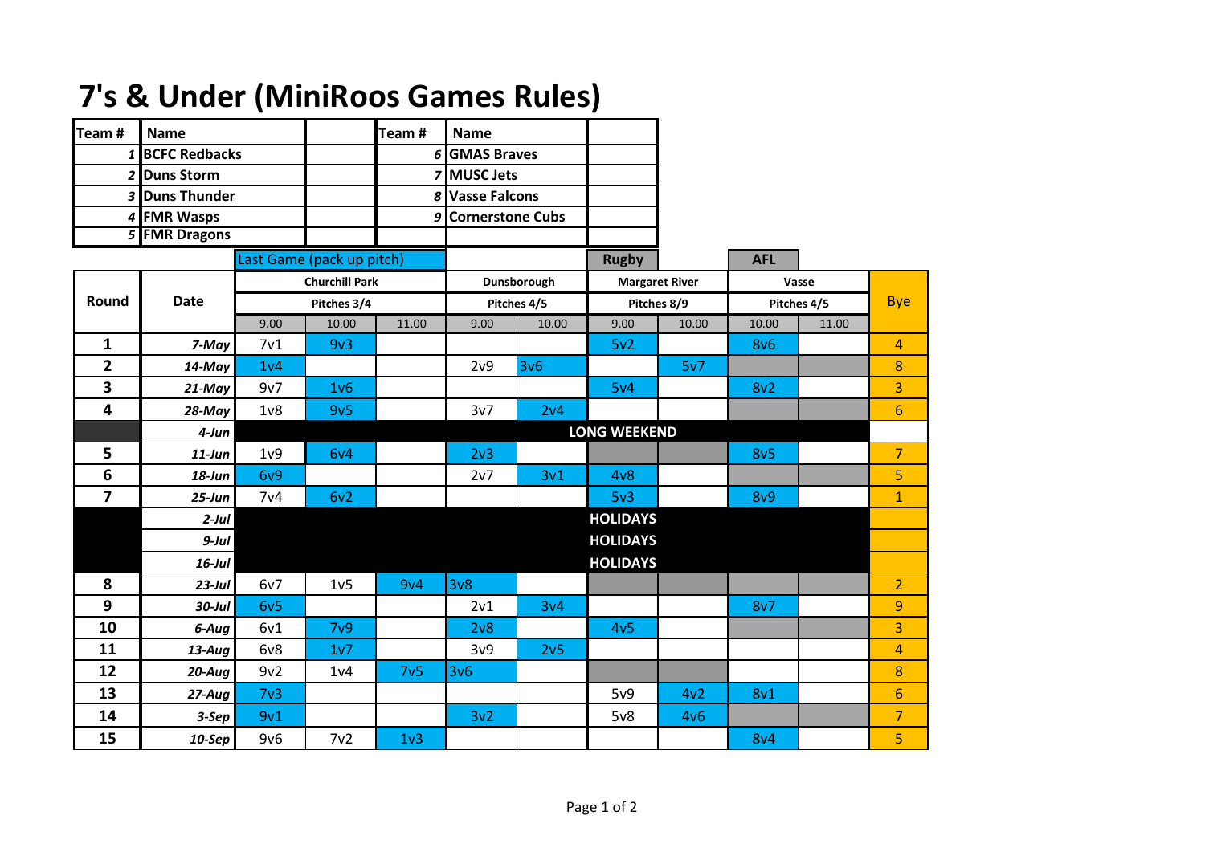# 7's & Under (MiniRoos Games Rules)

| Team # | Name | | Team # | Name | |
|---|---|---|---|---|---|
| 1 | BCFC Redbacks | | 6 | GMAS Braves | |
| 2 | Duns Storm | | 7 | MUSC Jets | |
| 3 | Duns Thunder | | 8 | Vasse Falcons | |
| 4 | FMR Wasps | | 9 | Cornerstone Cubs | |
| 5 | FMR Dragons | | | | |

Last Game (pack up pitch)

| Round | Date | Churchill Park Pitches 3/4 | | | Dunsborough Pitches 4/5 | | Margaret River (Rugby) Pitches 8/9 | | Vasse (AFL) Pitches 4/5 | | Bye |
|---|---|---|---|---|---|---|---|---|---|---|---|
| | | 9.00 | 10.00 | 11.00 | 9.00 | 10.00 | 9.00 | 10.00 | 10.00 | 11.00 | |
| 1 | 7-May | 7v1 | 9v3 | | | | 5v2 | | 8v6 | | 4 |
| 2 | 14-May | 1v4 | | | 2v9 | 3v6 | | 5v7 | | | 8 |
| 3 | 21-May | 9v7 | 1v6 | | | | 5v4 | | 8v2 | | 3 |
| 4 | 28-May | 1v8 | 9v5 | | 3v7 | 2v4 | | | | | 6 |
| | 4-Jun | LONG WEEKEND | | | | | | | | | |
| 5 | 11-Jun | 1v9 | 6v4 | | 2v3 | | | | 8v5 | | 7 |
| 6 | 18-Jun | 6v9 | | | 2v7 | 3v1 | 4v8 | | | | 5 |
| 7 | 25-Jun | 7v4 | 6v2 | | | | 5v3 | | 8v9 | | 1 |
| | 2-Jul | HOLIDAYS | | | | | | | | | |
| | 9-Jul | HOLIDAYS | | | | | | | | | |
| | 16-Jul | HOLIDAYS | | | | | | | | | |
| 8 | 23-Jul | 6v7 | 1v5 | 9v4 | 3v8 | | | | | | 2 |
| 9 | 30-Jul | 6v5 | | | 2v1 | 3v4 | | | 8v7 | | 9 |
| 10 | 6-Aug | 6v1 | 7v9 | | 2v8 | | 4v5 | | | | 3 |
| 11 | 13-Aug | 6v8 | 1v7 | | 3v9 | 2v5 | | | | | 4 |
| 12 | 20-Aug | 9v2 | 1v4 | 7v5 | 3v6 | | | | | | 8 |
| 13 | 27-Aug | 7v3 | | | | | 5v9 | 4v2 | 8v1 | | 6 |
| 14 | 3-Sep | 9v1 | | | 3v2 | | 5v8 | 4v6 | | | 7 |
| 15 | 10-Sep | 9v6 | 7v2 | 1v3 | | | | | 8v4 | | 5 |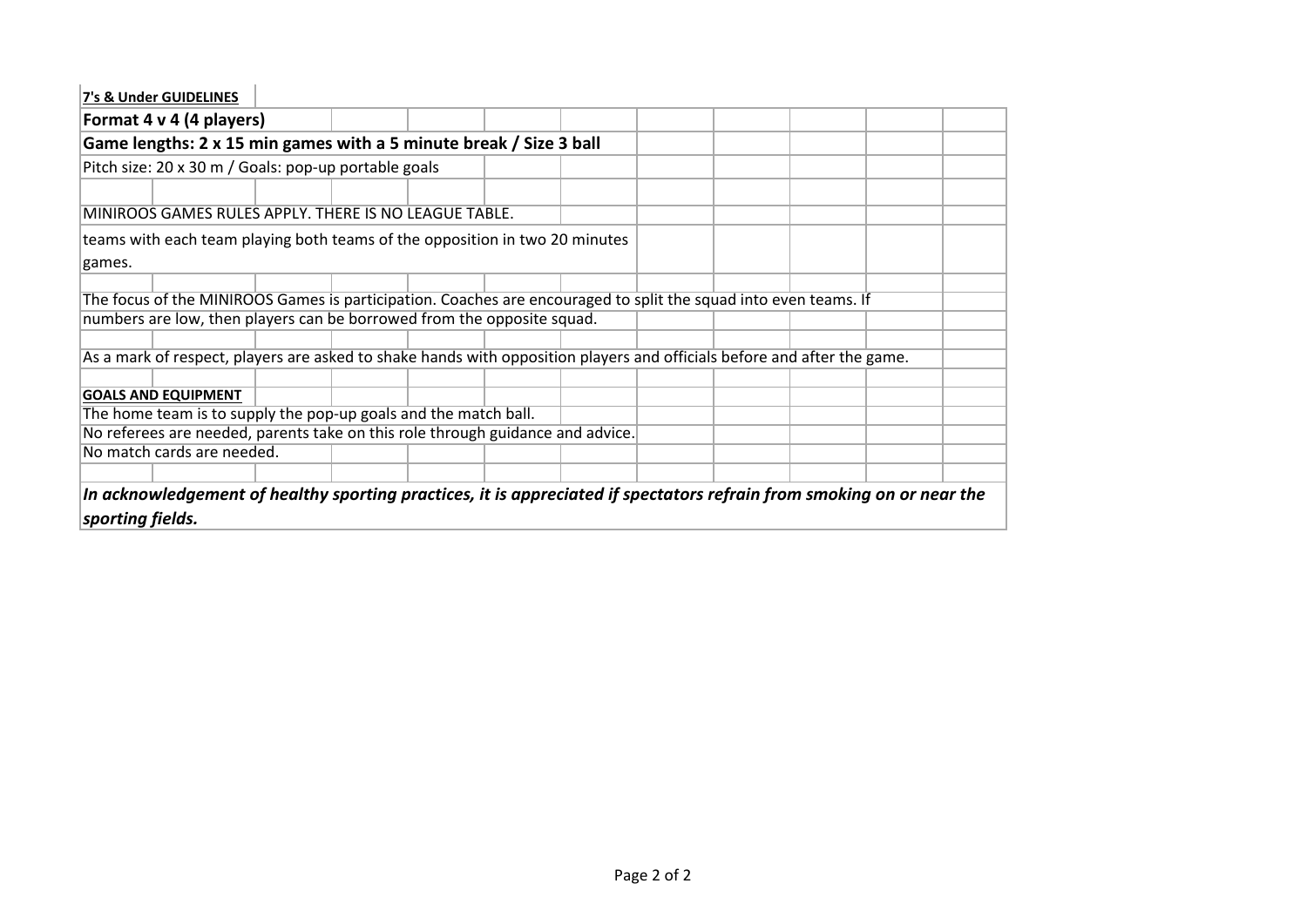**7's & Under GUIDELINES**

**Format 4 v 4 (4 players)**

**Game lengths: 2 x 15 min games with a 5 minute break / Size 3 ball**

Pitch size: 20 x 30 m / Goals: pop-up portable goals

MINIROOS GAMES RULES APPLY. THERE IS NO LEAGUE TABLE.

teams with each team playing both teams of the opposition in two 20 minutes games.

The focus of the MINIROOS Games is participation. Coaches are encouraged to split the squad into even teams. If numbers are low, then players can be borrowed from the opposite squad.

As a mark of respect, players are asked to shake hands with opposition players and officials before and after the game.

**GOALS AND EQUIPMENT**

The home team is to supply the pop-up goals and the match ball.

No referees are needed, parents take on this role through guidance and advice.

No match cards are needed.

***In acknowledgement of healthy sporting practices, it is appreciated if spectators refrain from smoking on or near the sporting fields.***